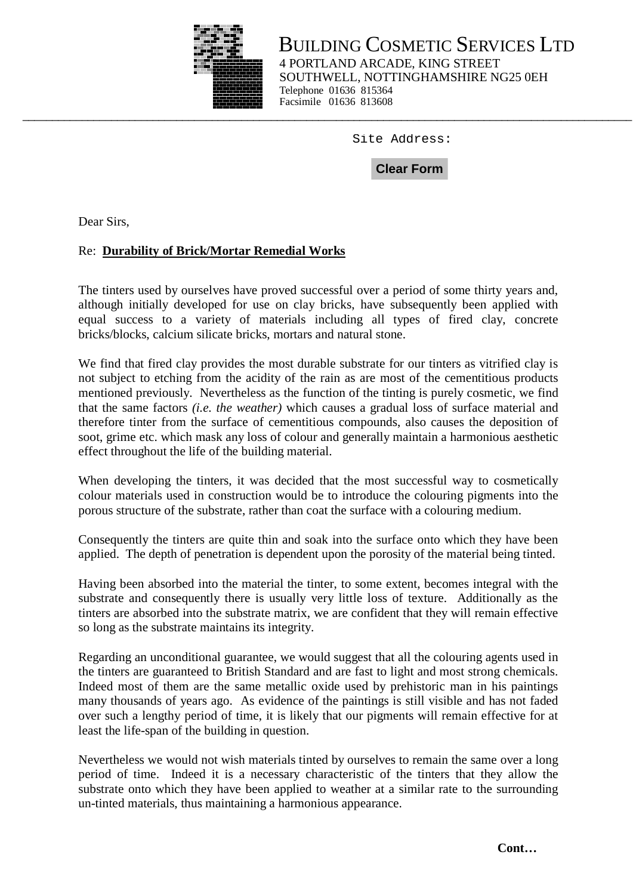# BUILDING COSMETIC SERVICES LTD

4 PORTLAND ARCADE, KING STREET
SOUTHWELL, NOTTINGHAMSHIRE NG25 0EH
Telephone 01636 815364
Facsimile 01636 813608

---

Site Address:

Clear Form

Dear Sirs,

Re: **Durability of Brick/Mortar Remedial Works**

The tinters used by ourselves have proved successful over a period of some thirty years and, although initially developed for use on clay bricks, have subsequently been applied with equal success to a variety of materials including all types of fired clay, concrete bricks/blocks, calcium silicate bricks, mortars and natural stone.

We find that fired clay provides the most durable substrate for our tinters as vitrified clay is not subject to etching from the acidity of the rain as are most of the cementitious products mentioned previously. Nevertheless as the function of the tinting is purely cosmetic, we find that the same factors *(i.e. the weather)* which causes a gradual loss of surface material and therefore tinter from the surface of cementitious compounds, also causes the deposition of soot, grime etc. which mask any loss of colour and generally maintain a harmonious aesthetic effect throughout the life of the building material.

When developing the tinters, it was decided that the most successful way to cosmetically colour materials used in construction would be to introduce the colouring pigments into the porous structure of the substrate, rather than coat the surface with a colouring medium.

Consequently the tinters are quite thin and soak into the surface onto which they have been applied. The depth of penetration is dependent upon the porosity of the material being tinted.

Having been absorbed into the material the tinter, to some extent, becomes integral with the substrate and consequently there is usually very little loss of texture. Additionally as the tinters are absorbed into the substrate matrix, we are confident that they will remain effective so long as the substrate maintains its integrity.

Regarding an unconditional guarantee, we would suggest that all the colouring agents used in the tinters are guaranteed to British Standard and are fast to light and most strong chemicals. Indeed most of them are the same metallic oxide used by prehistoric man in his paintings many thousands of years ago. As evidence of the paintings is still visible and has not faded over such a lengthy period of time, it is likely that our pigments will remain effective for at least the life-span of the building in question.

Nevertheless we would not wish materials tinted by ourselves to remain the same over a long period of time. Indeed it is a necessary characteristic of the tinters that they allow the substrate onto which they have been applied to weather at a similar rate to the surrounding un-tinted materials, thus maintaining a harmonious appearance.

**Cont…**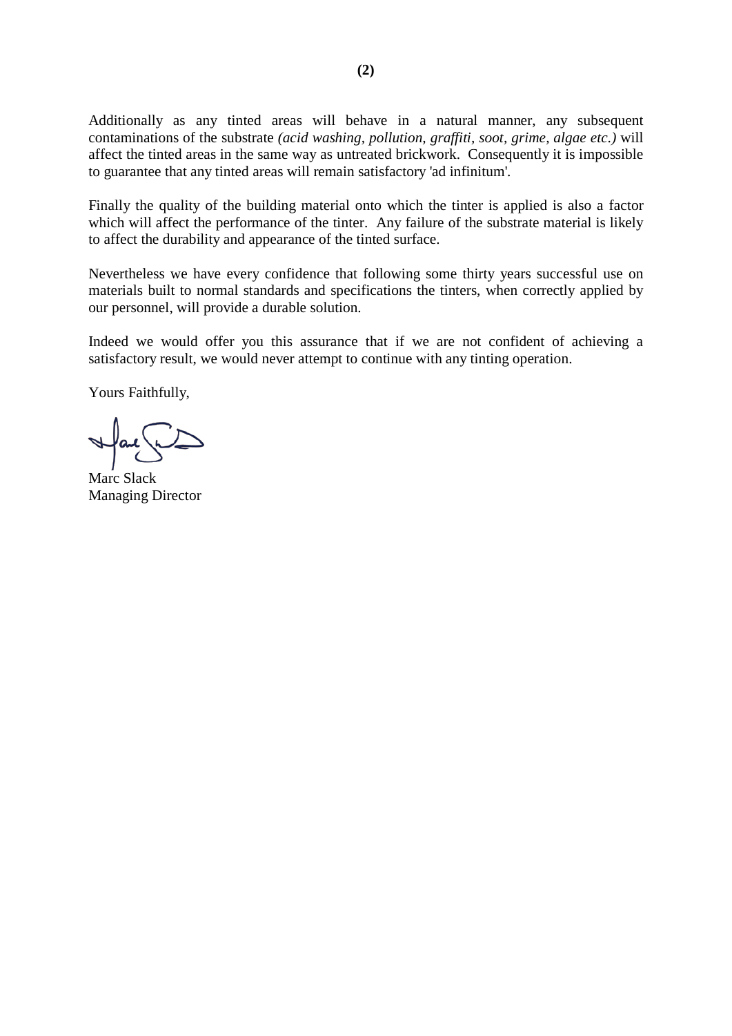Additionally as any tinted areas will behave in a natural manner, any subsequent contaminations of the substrate *(acid washing, pollution, graffiti, soot, grime, algae etc.)* will affect the tinted areas in the same way as untreated brickwork. Consequently it is impossible to guarantee that any tinted areas will remain satisfactory 'ad infinitum'.

Finally the quality of the building material onto which the tinter is applied is also a factor which will affect the performance of the tinter. Any failure of the substrate material is likely to affect the durability and appearance of the tinted surface.

Nevertheless we have every confidence that following some thirty years successful use on materials built to normal standards and specifications the tinters, when correctly applied by our personnel, will provide a durable solution.

Indeed we would offer you this assurance that if we are not confident of achieving a satisfactory result, we would never attempt to continue with any tinting operation.

Yours Faithfully,

Marc Slack
Managing Director